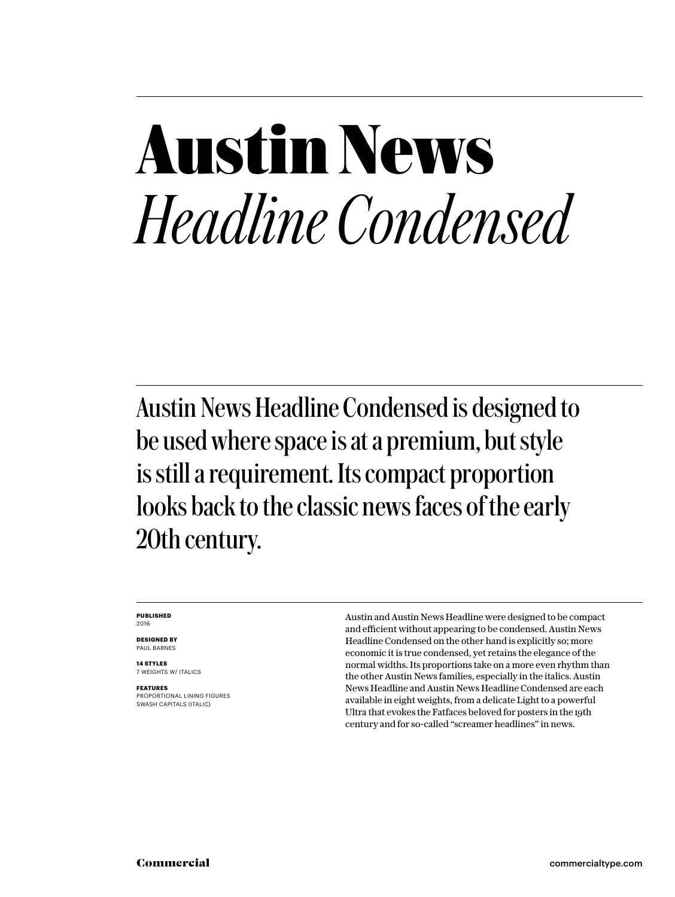# Austin News
## *Headline Condensed*

Austin News Headline Condensed is designed to be used where space is at a premium, but style is still a requirement. Its compact proportion looks back to the classic news faces of the early 20th century.

**PUBLISHED**
2016

**DESIGNED BY**
PAUL BARNES

**14 STYLES**
7 WEIGHTS W/ ITALICS

**FEATURES**
PROPORTIONAL LINING FIGURES
SWASH CAPITALS (ITALIC)

Austin and Austin News Headline were designed to be compact and efficient without appearing to be condensed. Austin News Headline Condensed on the other hand is explicitly so; more economic it is true condensed, yet retains the elegance of the normal widths. Its proportions take on a more even rhythm than the other Austin News families, especially in the italics. Austin News Headline and Austin News Headline Condensed are each available in eight weights, from a delicate Light to a powerful Ultra that evokes the Fatfaces beloved for posters in the 19th century and for so-called “screamer headlines” in news.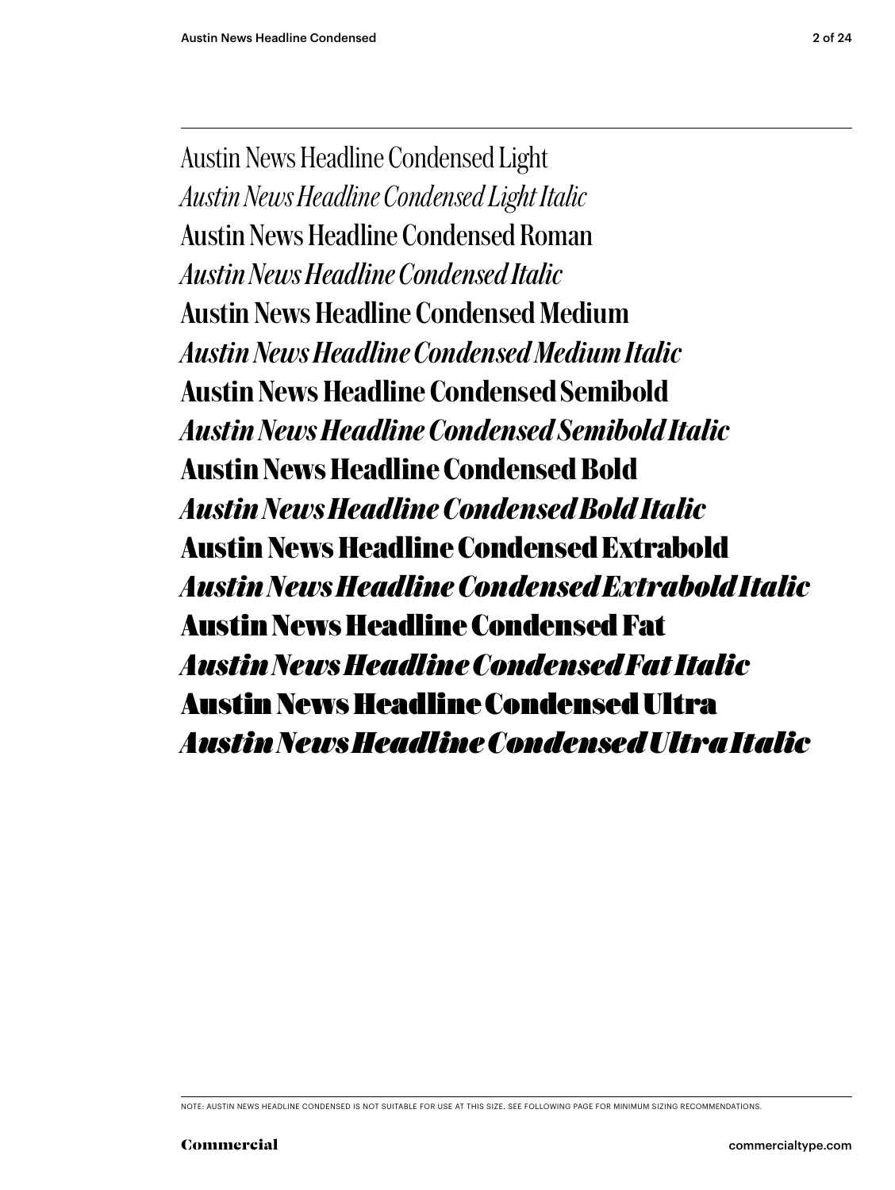Austin News Headline Condensed Light

*Austin News Headline Condensed Light Italic*

Austin News Headline Condensed Roman

*Austin News Headline Condensed Italic*

**Austin News Headline Condensed Medium**

***Austin News Headline Condensed Medium Italic***

**Austin News Headline Condensed Semibold**

***Austin News Headline Condensed Semibold Italic***

**Austin News Headline Condensed Bold**

***Austin News Headline Condensed Bold Italic***

**Austin News Headline Condensed Extrabold**

***Austin News Headline Condensed Extrabold Italic***

**Austin News Headline Condensed Fat**

***Austin News Headline Condensed Fat Italic***

**Austin News Headline Condensed Ultra**

***Austin News Headline Condensed Ultra Italic***

NOTE: AUSTIN NEWS HEADLINE CONDENSED IS NOT SUITABLE FOR USE AT THIS SIZE. SEE FOLLOWING PAGE FOR MINIMUM SIZING RECOMMENDATIONS.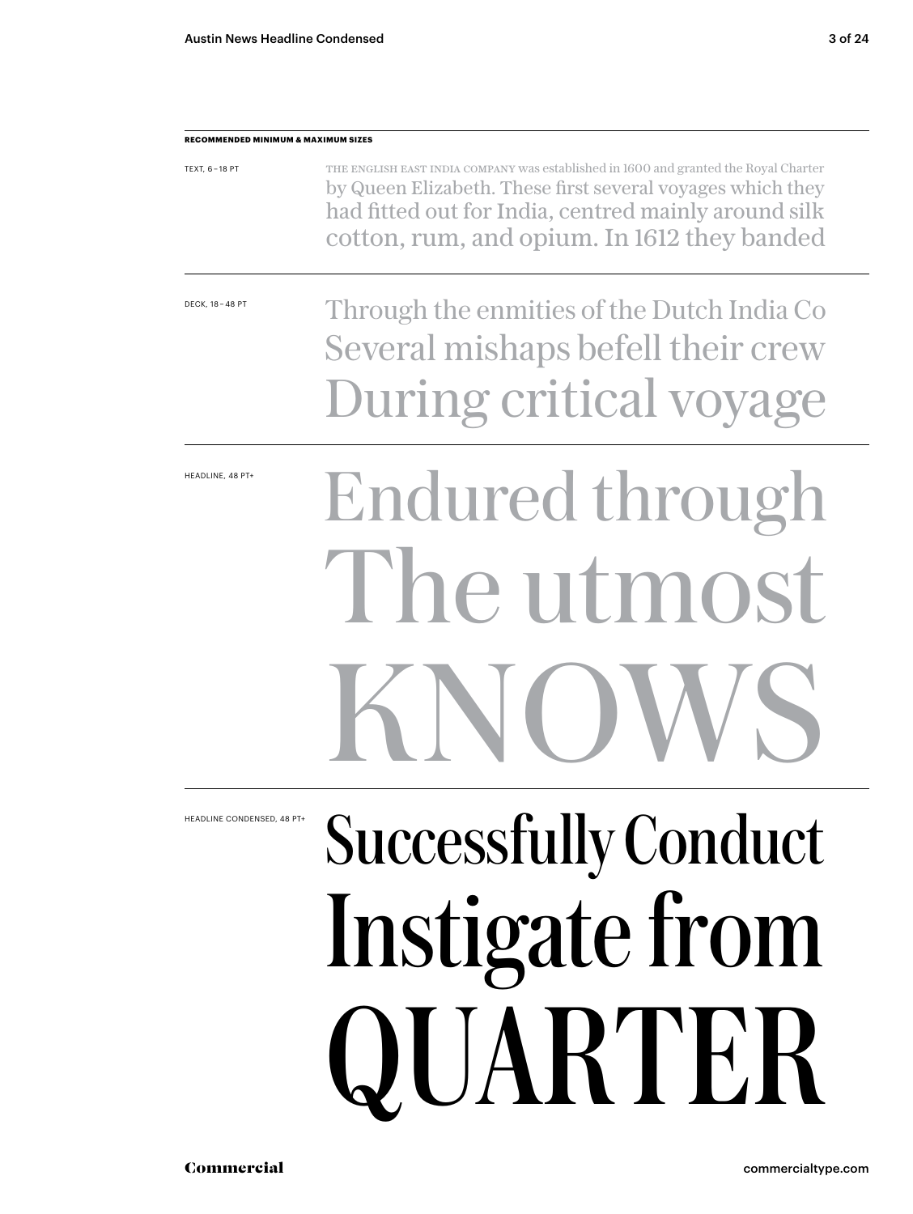**RECOMMENDED MINIMUM & MAXIMUM SIZES**

TEXT, 6 – 18 PT

THE ENGLISH EAST INDIA COMPANY was established in 1600 and granted the Royal Charter by Queen Elizabeth. These first several voyages which they had fitted out for India, centred mainly around silk cotton, rum, and opium. In 1612 they banded

DECK, 18 – 48 PT

Through the enmities of the Dutch India Co
Several mishaps befell their crew
During critical voyage

HEADLINE, 48 PT+

Endured through
The utmost
KNOWS

HEADLINE CONDENSED, 48 PT+

Successfully Conduct
Instigate from
QUARTER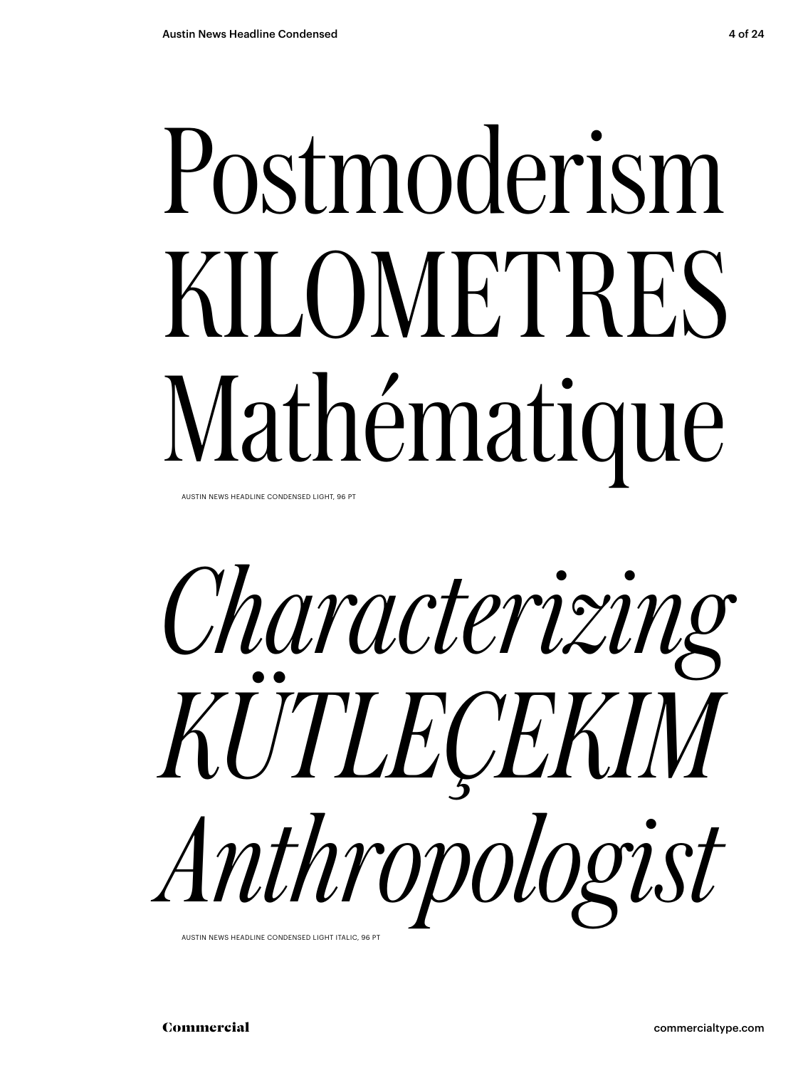Postmoderism
KILOMETRES
Mathématique

AUSTIN NEWS HEADLINE CONDENSED LIGHT, 96 PT

*Characterizing*
*KÜTLEÇEKIM*
*Anthropologist*

AUSTIN NEWS HEADLINE CONDENSED LIGHT ITALIC, 96 PT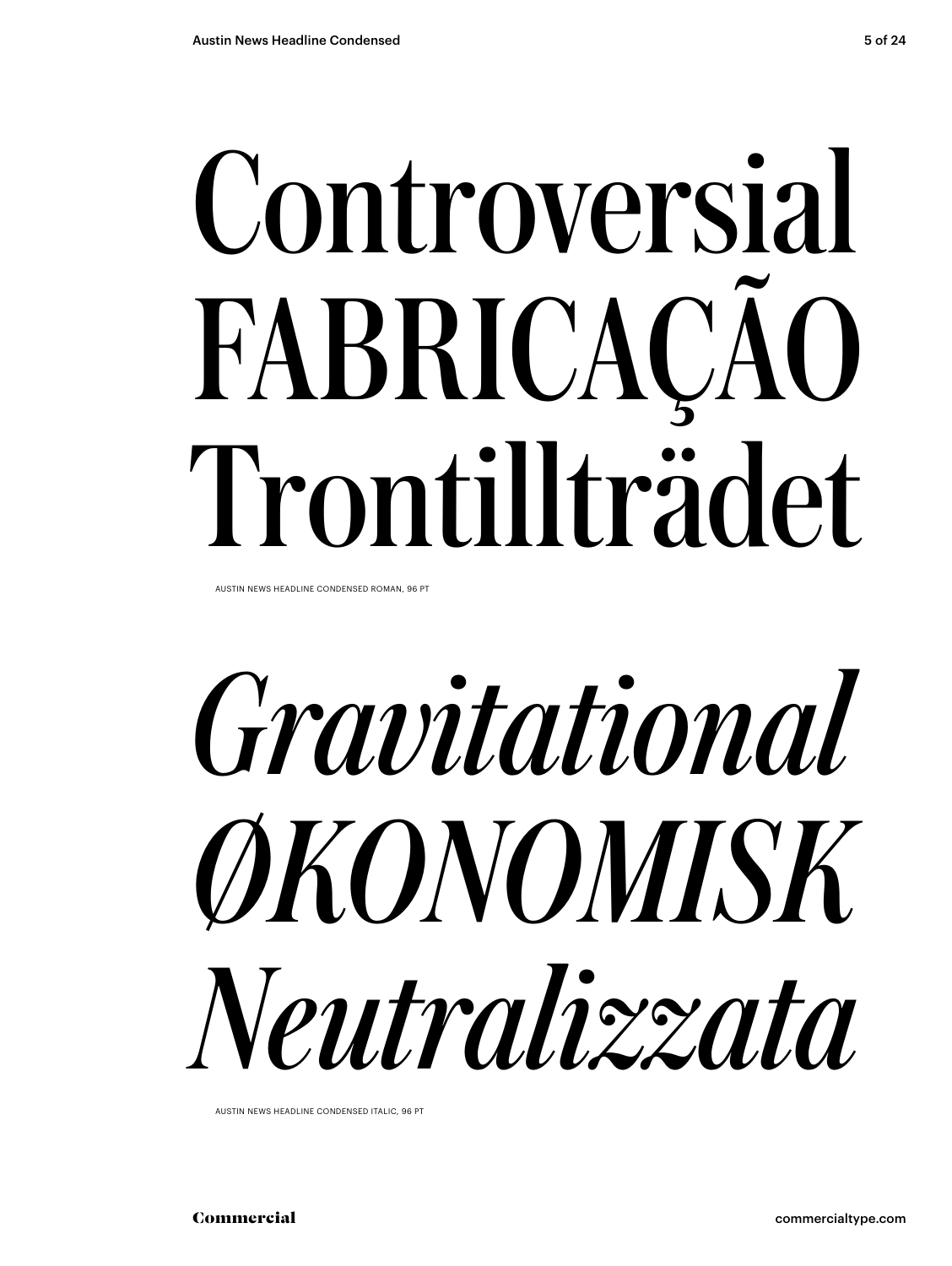Controversial
FABRICAÇÃO
Trontillträdet

AUSTIN NEWS HEADLINE CONDENSED ROMAN, 96 PT

*Gravitational*
*ØKONOMISK*
*Neutralizzata*

AUSTIN NEWS HEADLINE CONDENSED ITALIC, 96 PT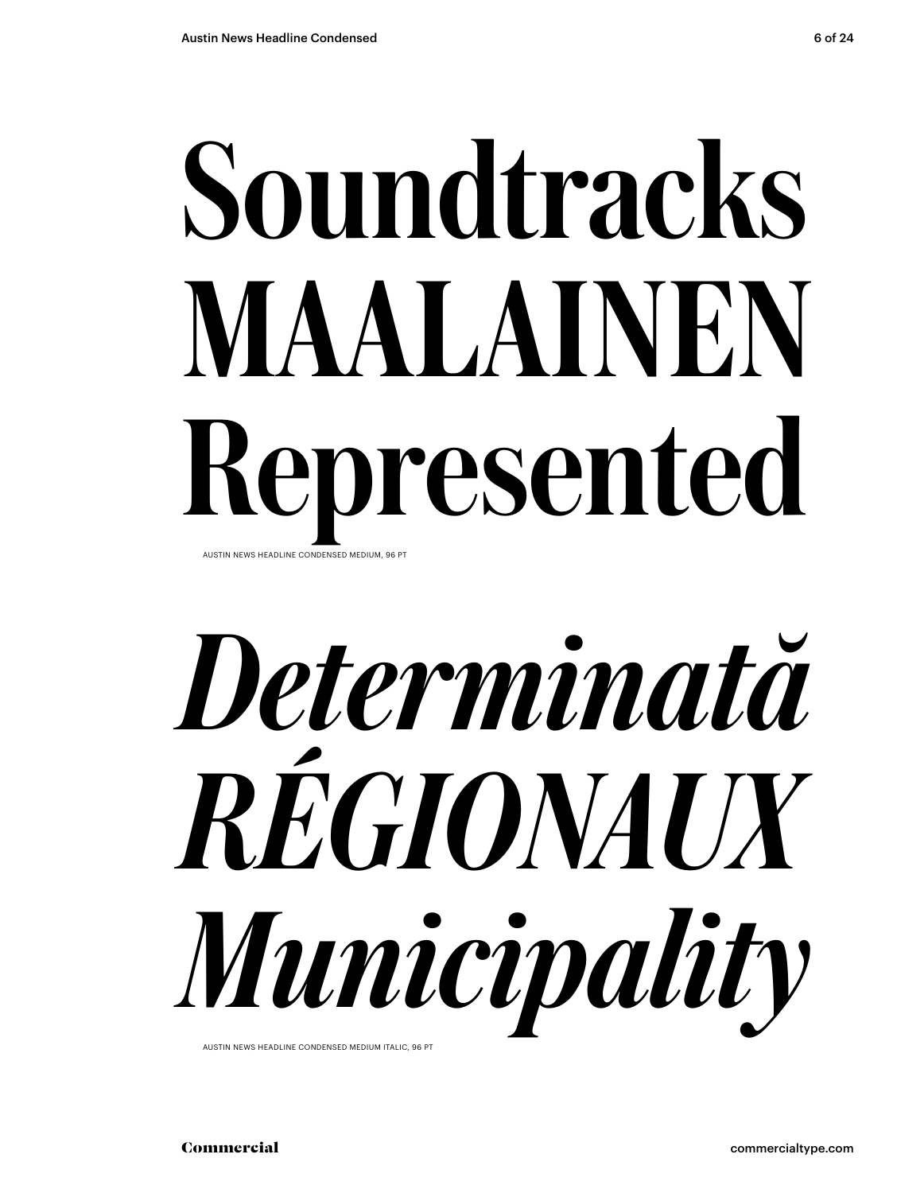Soundtracks
MAALAINEN
Represented

AUSTIN NEWS HEADLINE CONDENSED MEDIUM, 96 PT

*Determinată*
*RÉGIONAUX*
*Municipality*

AUSTIN NEWS HEADLINE CONDENSED MEDIUM ITALIC, 96 PT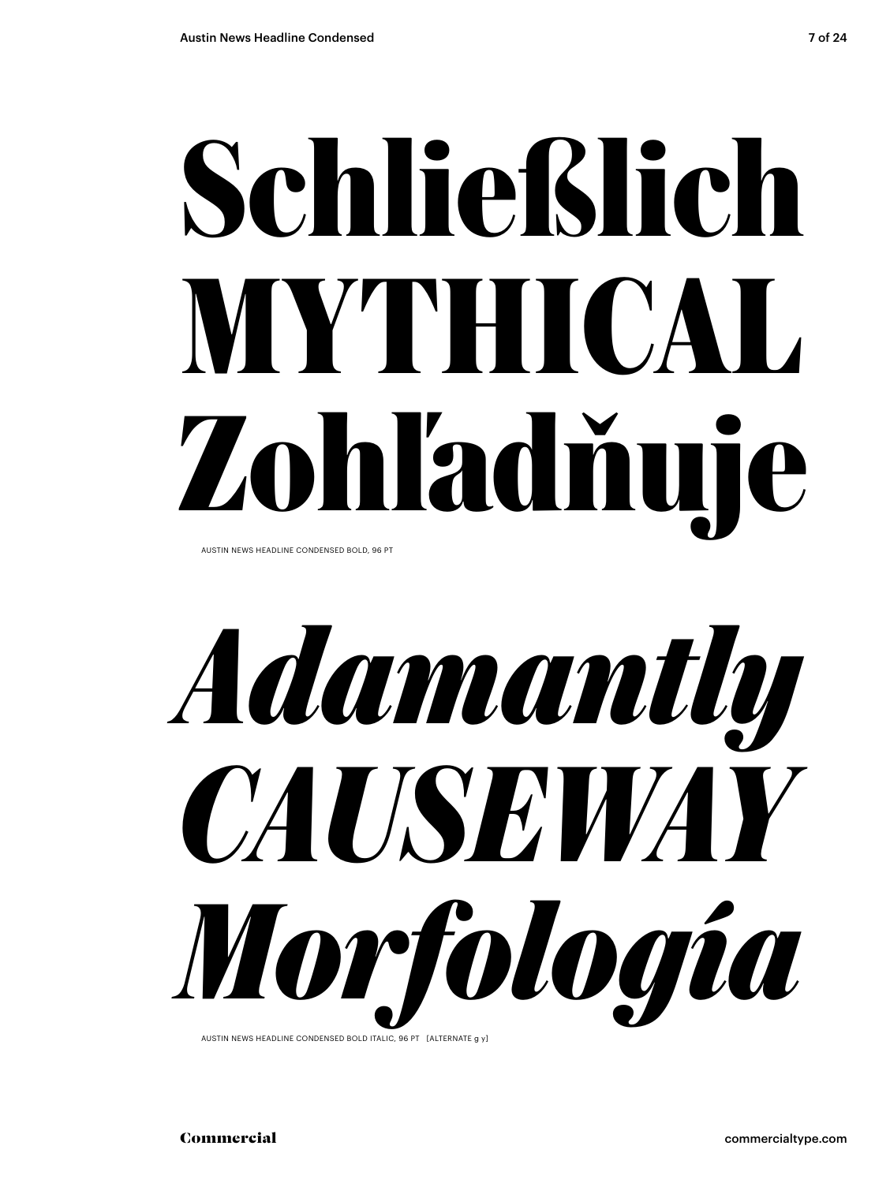# Schließlich
# MYTHICAL
# Zohľadňuje

AUSTIN NEWS HEADLINE CONDENSED BOLD, 96 PT

# *Adamantly*
# *CAUSEWAY*
# *Morfología*

AUSTIN NEWS HEADLINE CONDENSED BOLD ITALIC, 96 PT [ALTERNATE g y]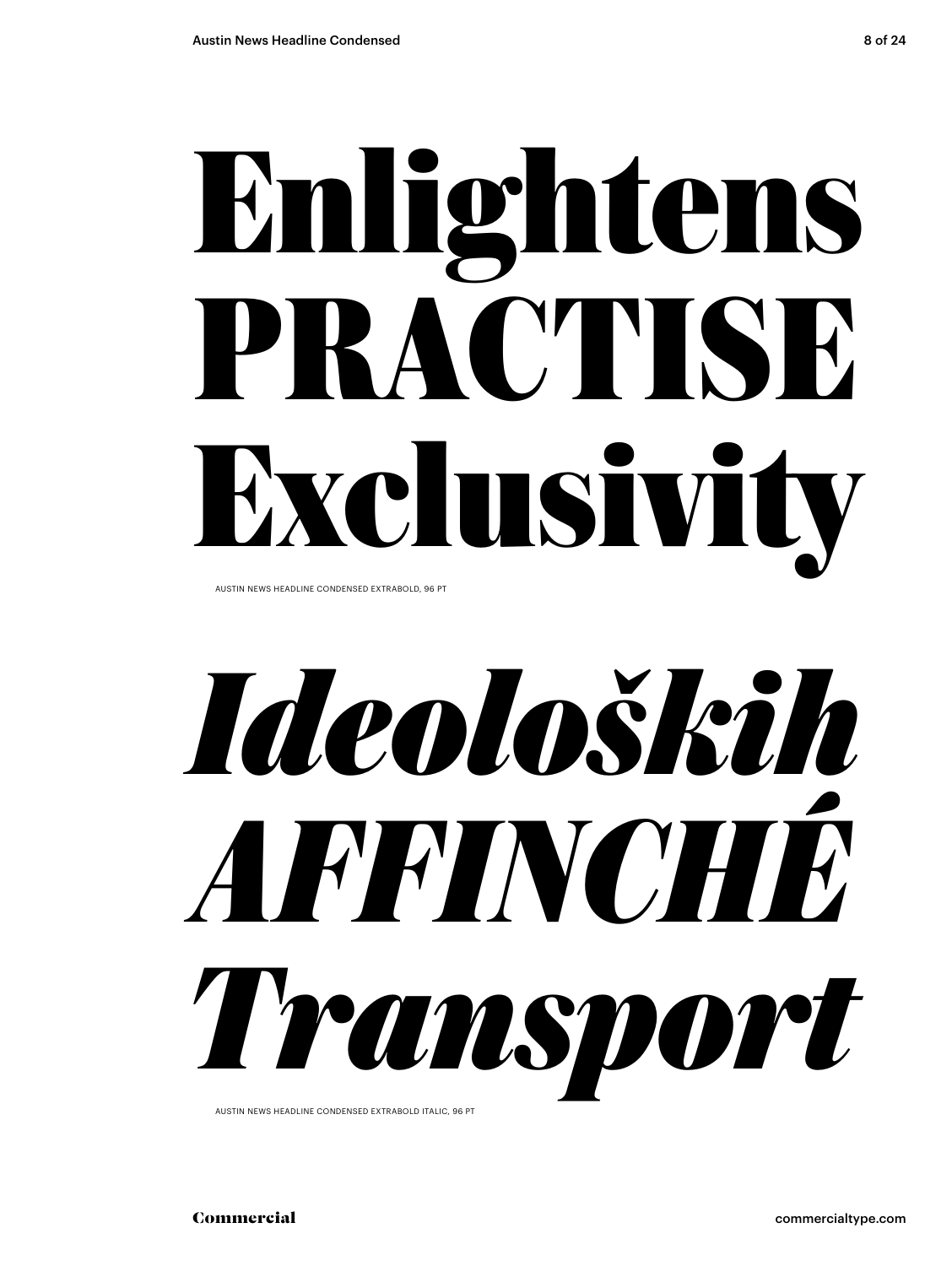# Enlightens PRACTISE Exclusivity

AUSTIN NEWS HEADLINE CONDENSED EXTRABOLD, 96 PT

# *Ideoloških AFFINCHÉ Transport*

AUSTIN NEWS HEADLINE CONDENSED EXTRABOLD ITALIC, 96 PT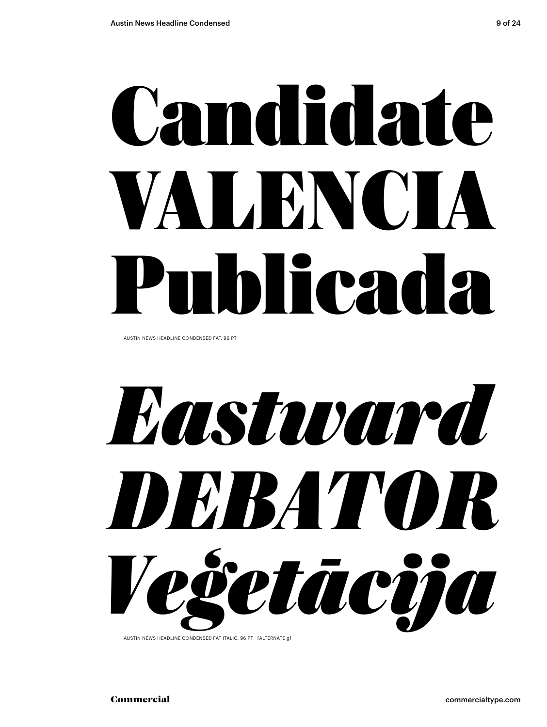# Candidate VALENCIA Publicada

AUSTIN NEWS HEADLINE CONDENSED FAT, 96 PT

# *Eastward DEBATOR Veģetācija*

AUSTIN NEWS HEADLINE CONDENSED FAT ITALIC, 96 PT [ALTERNATE g]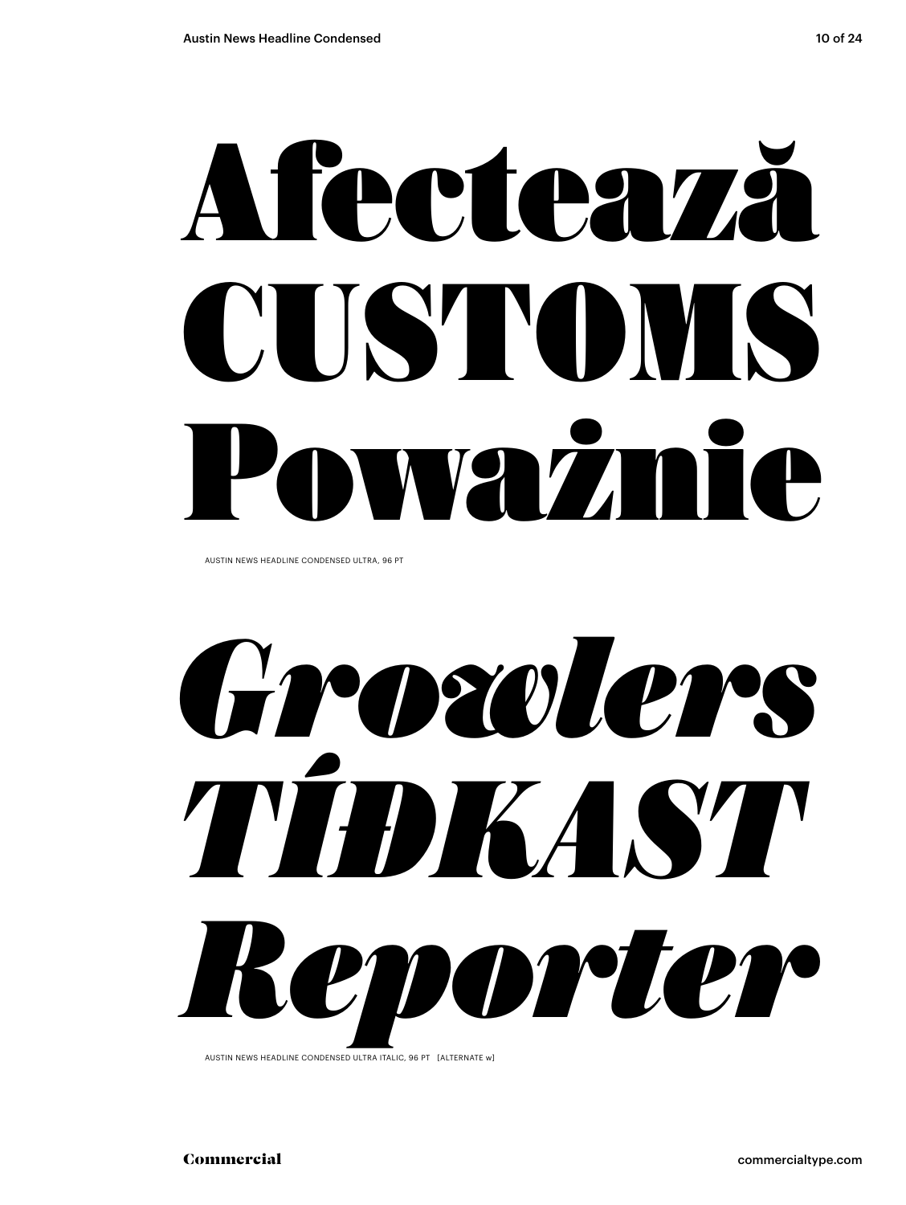# Afectează
# CUSTOMS
# Poważnie

AUSTIN NEWS HEADLINE CONDENSED ULTRA, 96 PT

# *Growlers*
# *TÍĐKAST*
# *Reporter*

AUSTIN NEWS HEADLINE CONDENSED ULTRA ITALIC, 96 PT [ALTERNATE w]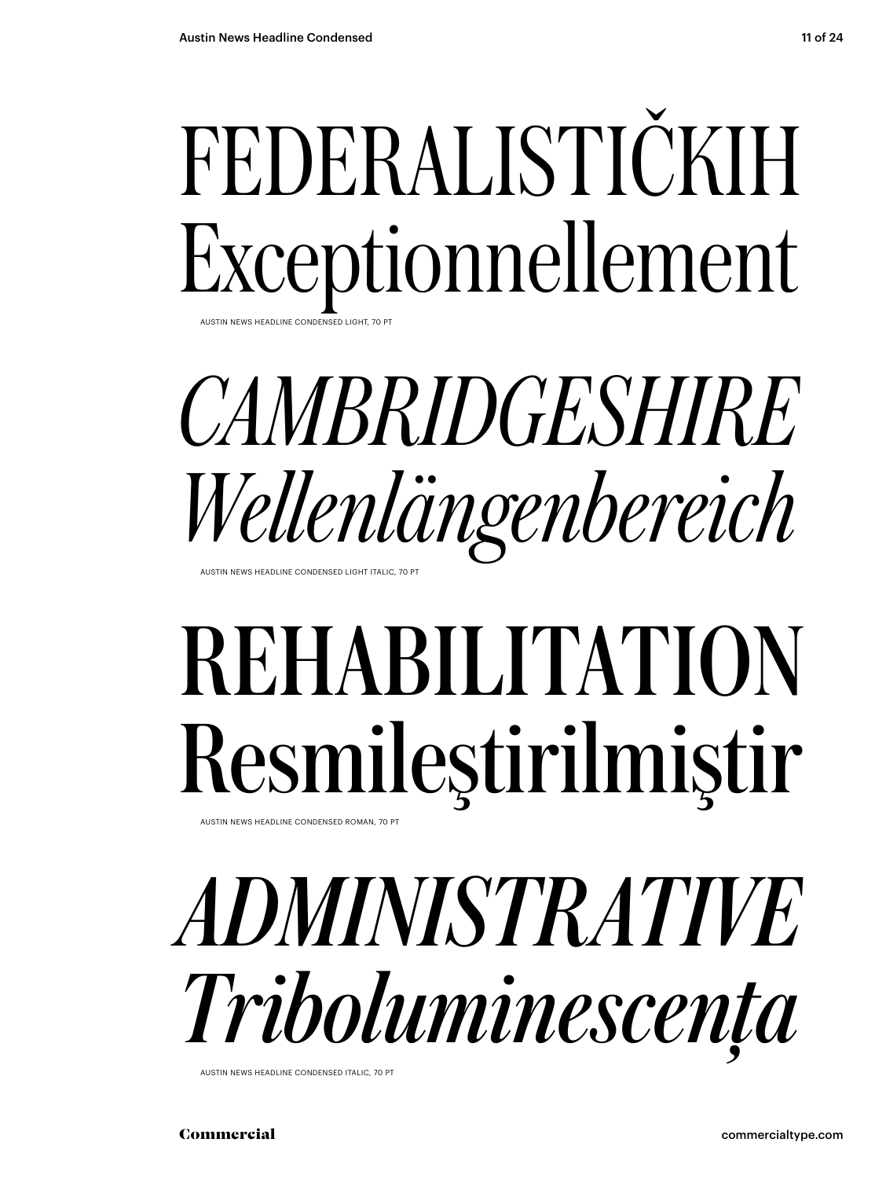FEDERALISTIČKIH
Exceptionnellement

AUSTIN NEWS HEADLINE CONDENSED LIGHT, 70 PT

*CAMBRIDGESHIRE*
*Wellenlängenbereich*

AUSTIN NEWS HEADLINE CONDENSED LIGHT ITALIC, 70 PT

REHABILITATION
Resmileştirilmiştir

AUSTIN NEWS HEADLINE CONDENSED ROMAN, 70 PT

*ADMINISTRATIVE*
*Triboluminescența*

AUSTIN NEWS HEADLINE CONDENSED ITALIC, 70 PT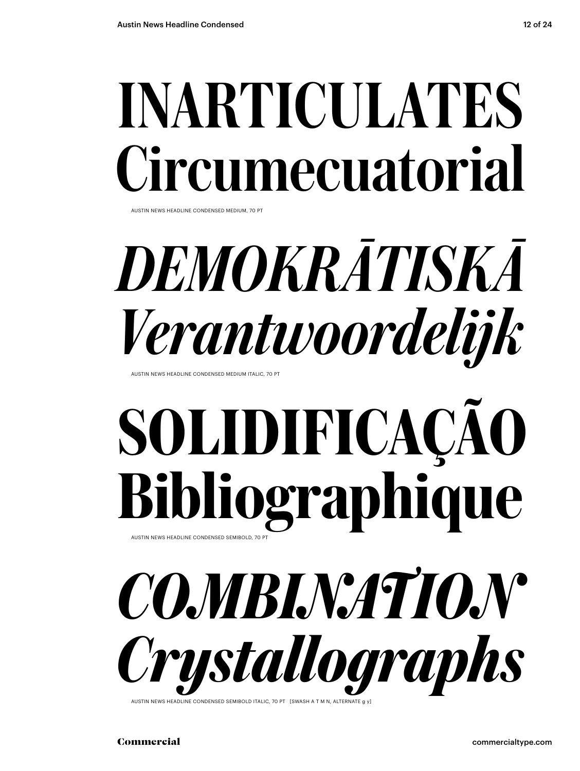INARTICULATES
Circumecuatorial

AUSTIN NEWS HEADLINE CONDENSED MEDIUM, 70 PT

*DEMOKRĀTISKĀ*
*Verantwoordelijk*

AUSTIN NEWS HEADLINE CONDENSED MEDIUM ITALIC, 70 PT

**SOLIDIFICAÇÃO**
**Bibliographique**

AUSTIN NEWS HEADLINE CONDENSED SEMIBOLD, 70 PT

***COMBINATION***
***Crystallographs***

AUSTIN NEWS HEADLINE CONDENSED SEMIBOLD ITALIC, 70 PT [SWASH A T M N, ALTERNATE g y]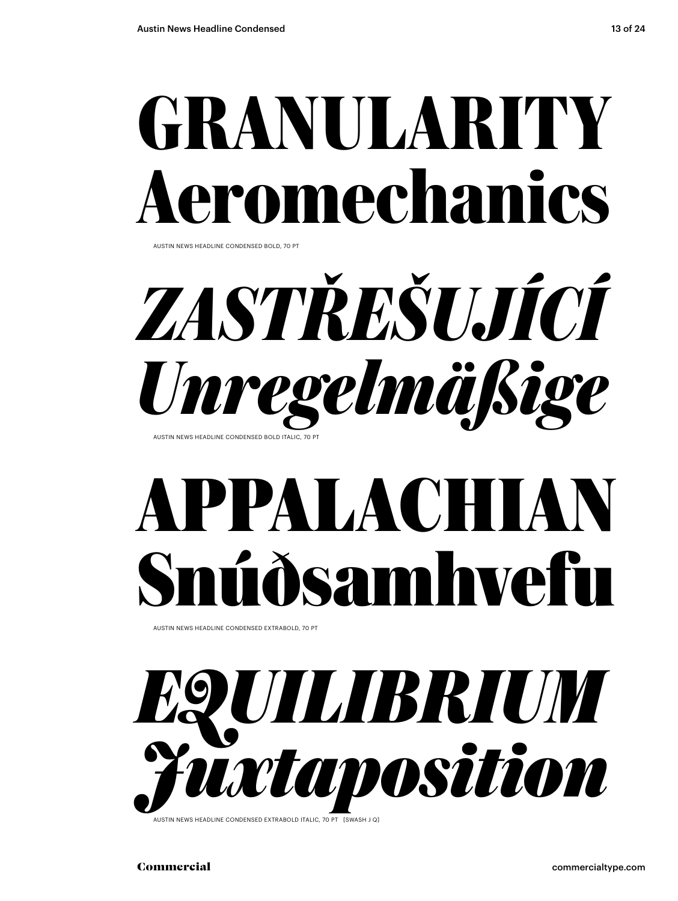# GRANULARITY Aeromechanics

AUSTIN NEWS HEADLINE CONDENSED BOLD, 70 PT

# *ZASTŘEŠUJÍCÍ Unregelmäßige*

AUSTIN NEWS HEADLINE CONDENSED BOLD ITALIC, 70 PT

# APPALACHIAN Snúðsamhvefu

AUSTIN NEWS HEADLINE CONDENSED EXTRABOLD, 70 PT

# *EQUILIBRIUM Juxtaposition*

AUSTIN NEWS HEADLINE CONDENSED EXTRABOLD ITALIC, 70 PT [SWASH J Q]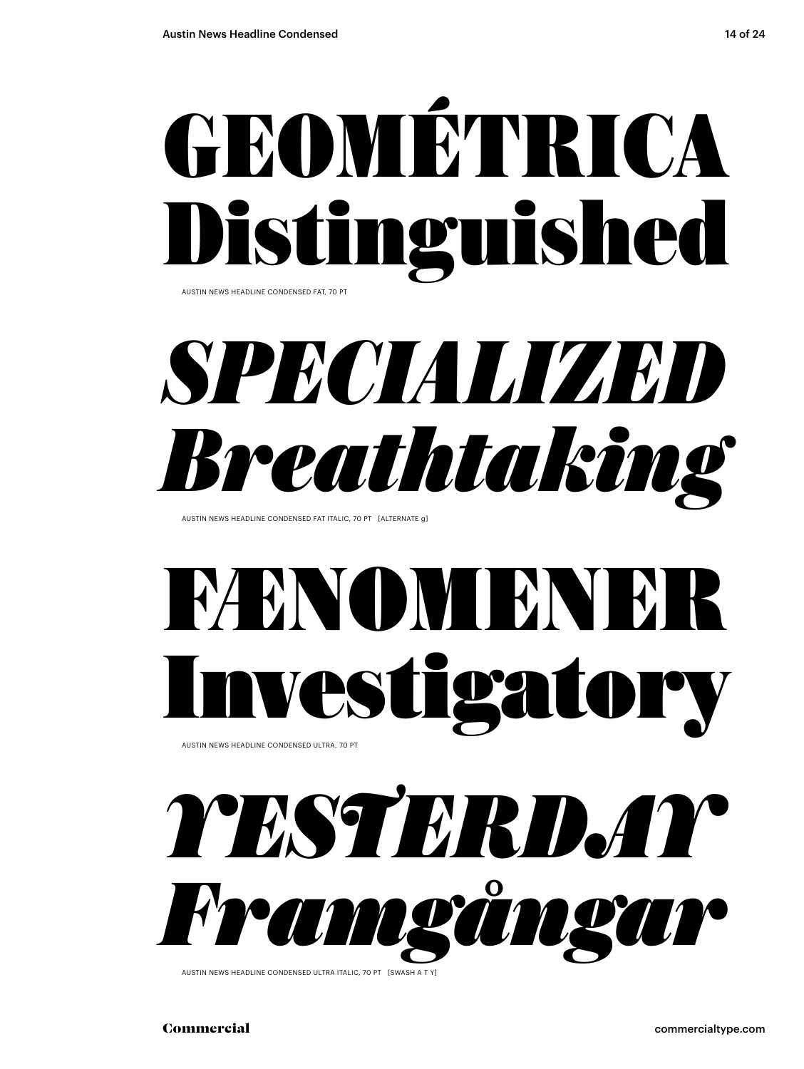GEOMÉTRICA
Distinguished

AUSTIN NEWS HEADLINE CONDENSED FAT, 70 PT

*SPECIALIZED*
*Breathtaking*

AUSTIN NEWS HEADLINE CONDENSED FAT ITALIC, 70 PT [ALTERNATE g]

FÆNOMENER
Investigatory

AUSTIN NEWS HEADLINE CONDENSED ULTRA, 70 PT

*YESTERDAY*
*Framgångar*

AUSTIN NEWS HEADLINE CONDENSED ULTRA ITALIC, 70 PT [SWASH A T Y]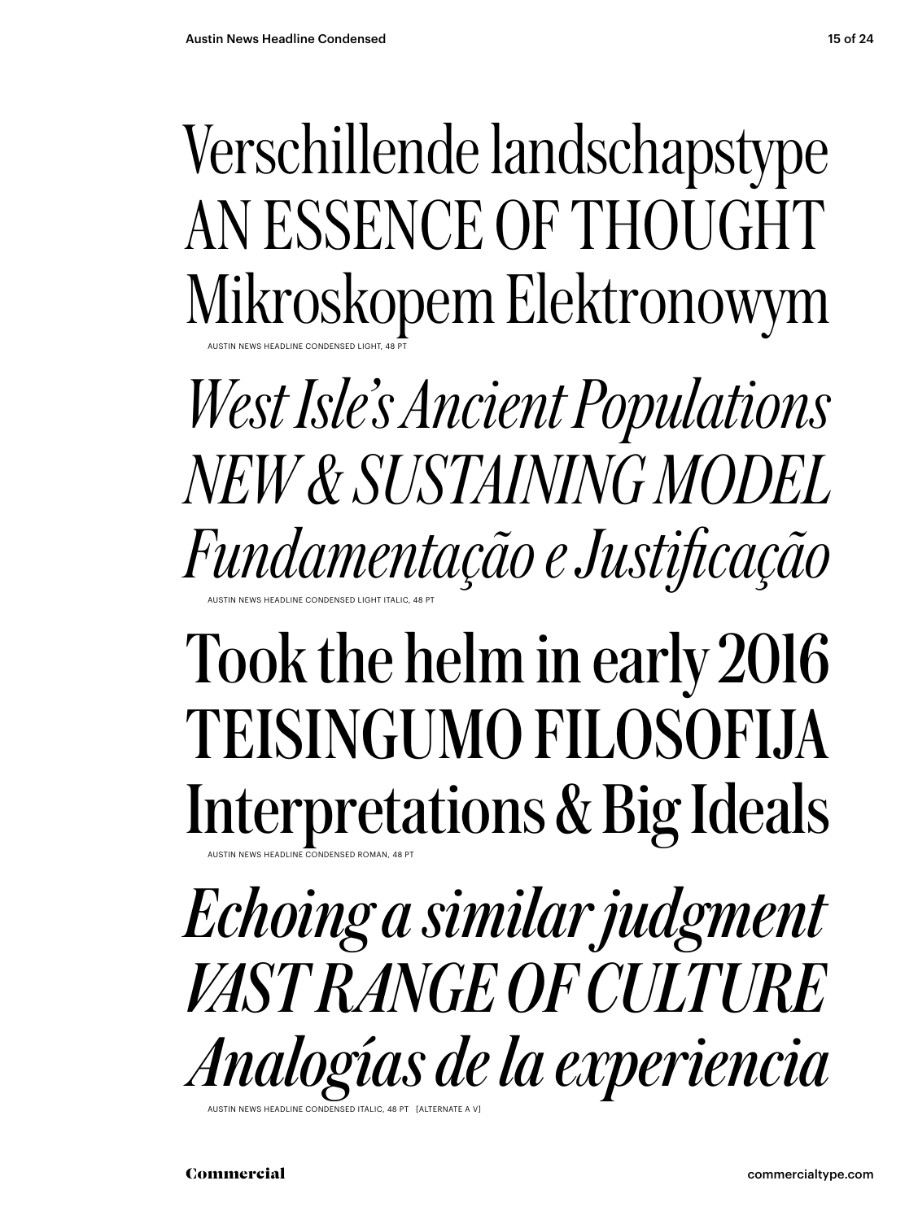Verschillende landschapstype
AN ESSENCE OF THOUGHT
Mikroskopem Elektronowym

AUSTIN NEWS HEADLINE CONDENSED LIGHT, 48 PT

*West Isle's Ancient Populations*
*NEW & SUSTAINING MODEL*
*Fundamentação e Justificação*

AUSTIN NEWS HEADLINE CONDENSED LIGHT ITALIC, 48 PT

Took the helm in early 2016
TEISINGUMO FILOSOFIJA
Interpretations & Big Ideals

AUSTIN NEWS HEADLINE CONDENSED ROMAN, 48 PT

*Echoing a similar judgment*
*VAST RANGE OF CULTURE*
*Analogías de la experiencia*

AUSTIN NEWS HEADLINE CONDENSED ITALIC, 48 PT [ALTERNATE A V]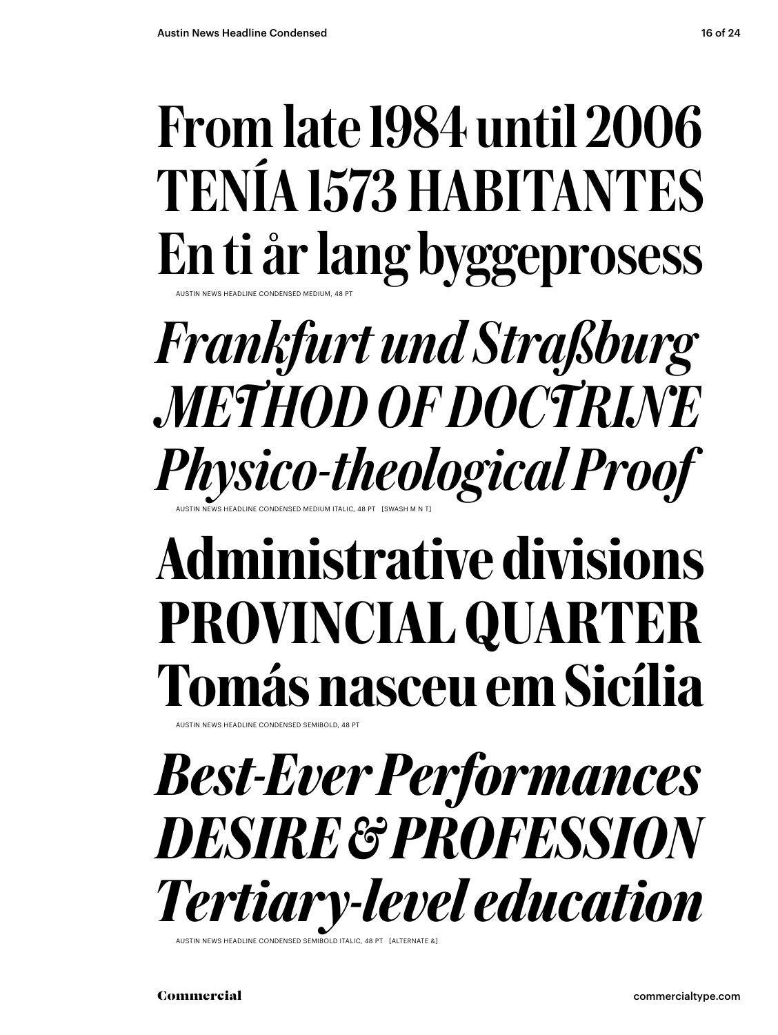From late 1984 until 2006
TENÍA 1573 HABITANTES
En ti år lang byggeprosess

AUSTIN NEWS HEADLINE CONDENSED MEDIUM, 48 PT

*Frankfurt und Straßburg*
*METHOD OF DOCTRINE*
*Physico-theological Proof*

AUSTIN NEWS HEADLINE CONDENSED MEDIUM ITALIC, 48 PT [SWASH M N T]

**Administrative divisions**
**PROVINCIAL QUARTER**
**Tomás nasceu em Sicília**

AUSTIN NEWS HEADLINE CONDENSED SEMIBOLD, 48 PT

***Best-Ever Performances***
***DESIRE & PROFESSION***
***Tertiary-level education***

AUSTIN NEWS HEADLINE CONDENSED SEMIBOLD ITALIC, 48 PT [ALTERNATE &]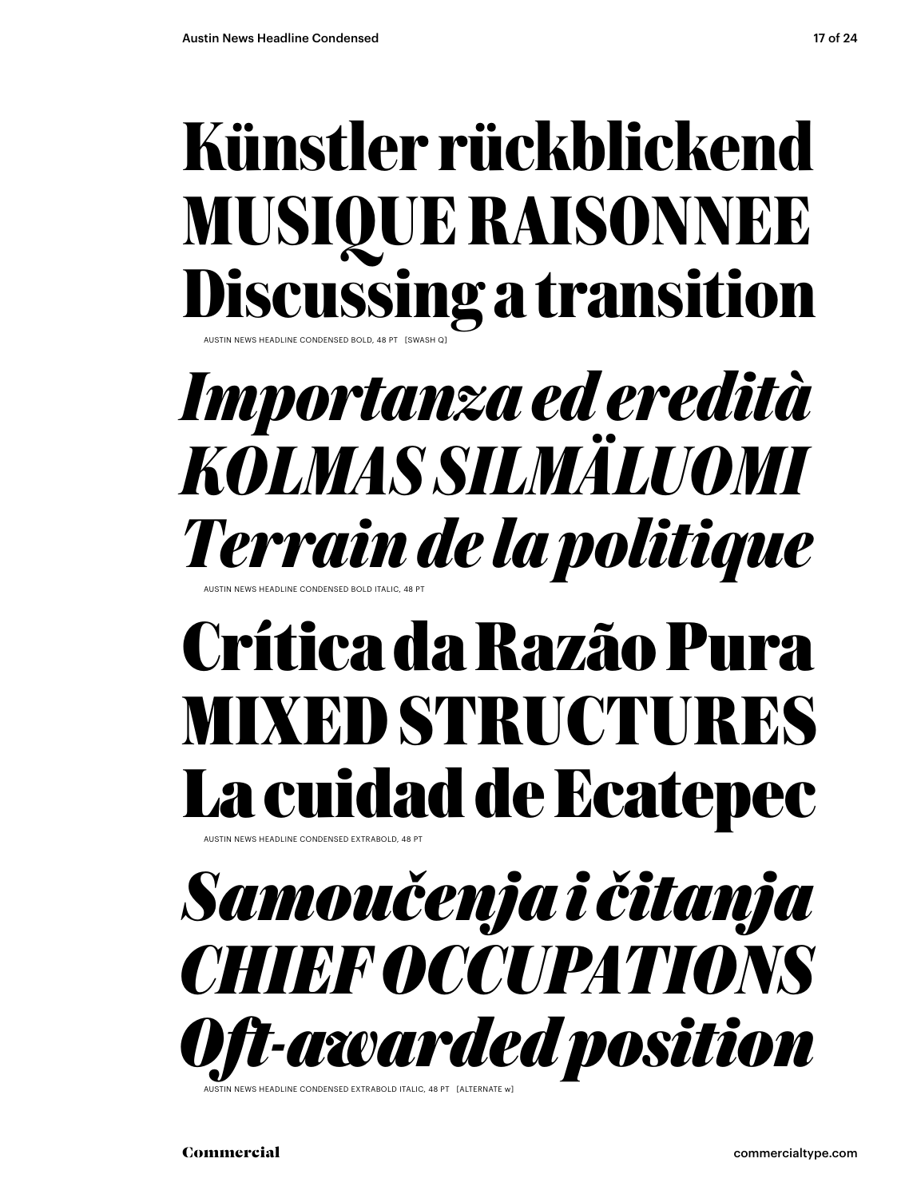Künstler rückblickend
MUSIQUE RAISONNEE
Discussing a transition

AUSTIN NEWS HEADLINE CONDENSED BOLD, 48 PT [SWASH Q]

*Importanza ed eredità*
*KOLMAS SILMÄLUOMI*
*Terrain de la politique*

AUSTIN NEWS HEADLINE CONDENSED BOLD ITALIC, 48 PT

Crítica da Razão Pura
MIXED STRUCTURES
La cuidad de Ecatepec

AUSTIN NEWS HEADLINE CONDENSED EXTRABOLD, 48 PT

*Samoučenja i čitanja*
*CHIEF OCCUPATIONS*
*Oft-awarded position*

AUSTIN NEWS HEADLINE CONDENSED EXTRABOLD ITALIC, 48 PT [ALTERNATE w]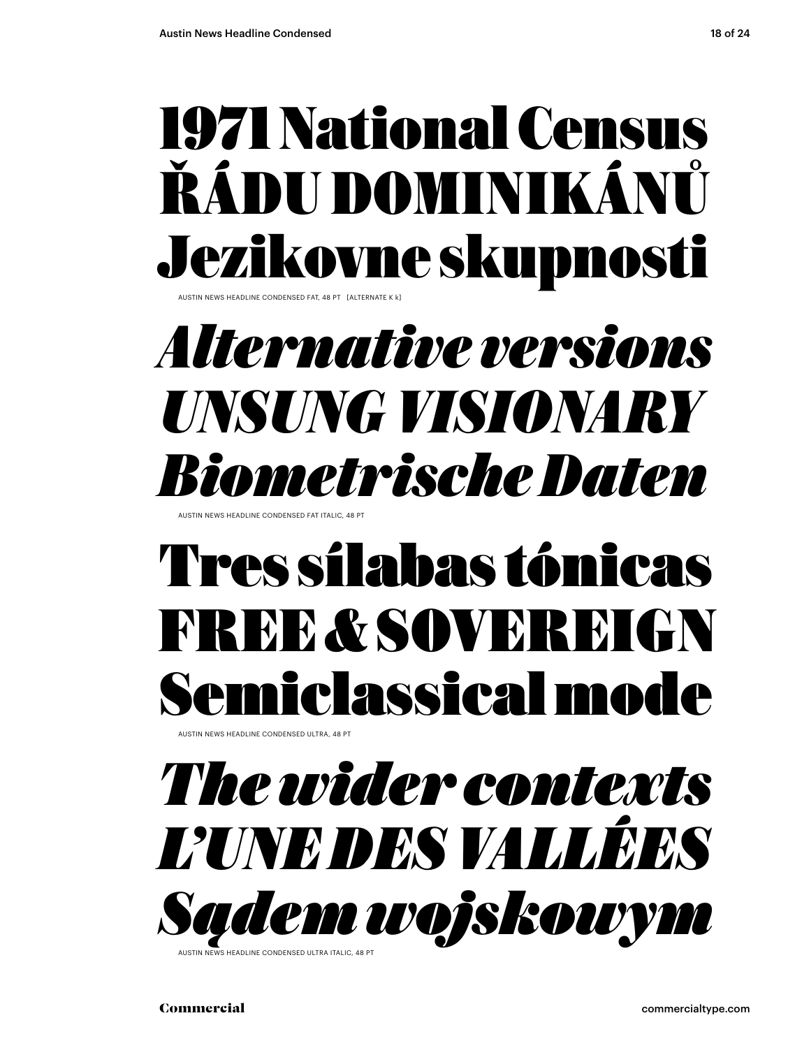1971 National Census
ŘÁDU DOMINIKÁNŮ
Jezikovne skupnosti

AUSTIN NEWS HEADLINE CONDENSED FAT, 48 PT [ALTERNATE K k]

*Alternative versions*
*UNSUNG VISIONARY*
*Biometrische Daten*

AUSTIN NEWS HEADLINE CONDENSED FAT ITALIC, 48 PT

Tres sílabas tónicas
FREE & SOVEREIGN
Semiclassical mode

AUSTIN NEWS HEADLINE CONDENSED ULTRA, 48 PT

*The wider contexts*
*L'UNE DES VALLÉES*
*Sądem wojskowym*

AUSTIN NEWS HEADLINE CONDENSED ULTRA ITALIC, 48 PT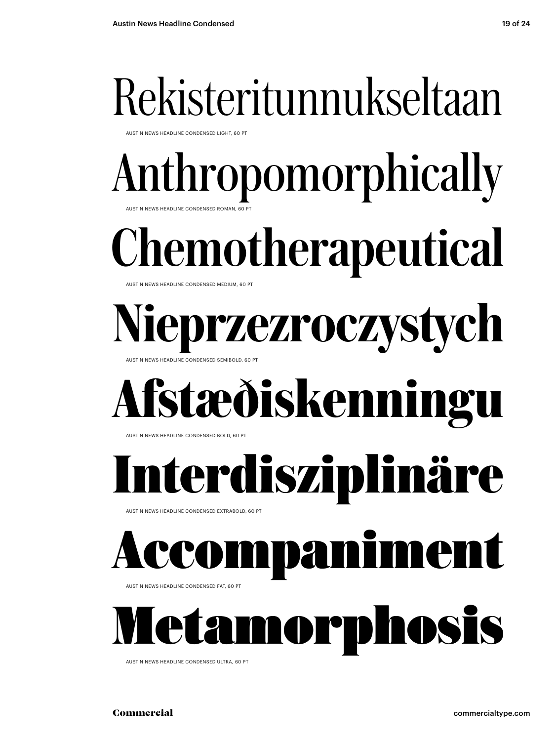Rekisteritunnukseltaan

AUSTIN NEWS HEADLINE CONDENSED LIGHT, 60 PT

Anthropomorphically

AUSTIN NEWS HEADLINE CONDENSED ROMAN, 60 PT

Chemotherapeutical

AUSTIN NEWS HEADLINE CONDENSED MEDIUM, 60 PT

Nieprzezroczystych

AUSTIN NEWS HEADLINE CONDENSED SEMIBOLD, 60 PT

Afstæðiskenningu

AUSTIN NEWS HEADLINE CONDENSED BOLD, 60 PT

Interdisziplinäre

AUSTIN NEWS HEADLINE CONDENSED EXTRABOLD, 60 PT

Accompaniment

AUSTIN NEWS HEADLINE CONDENSED FAT, 60 PT

Metamorphosis

AUSTIN NEWS HEADLINE CONDENSED ULTRA, 60 PT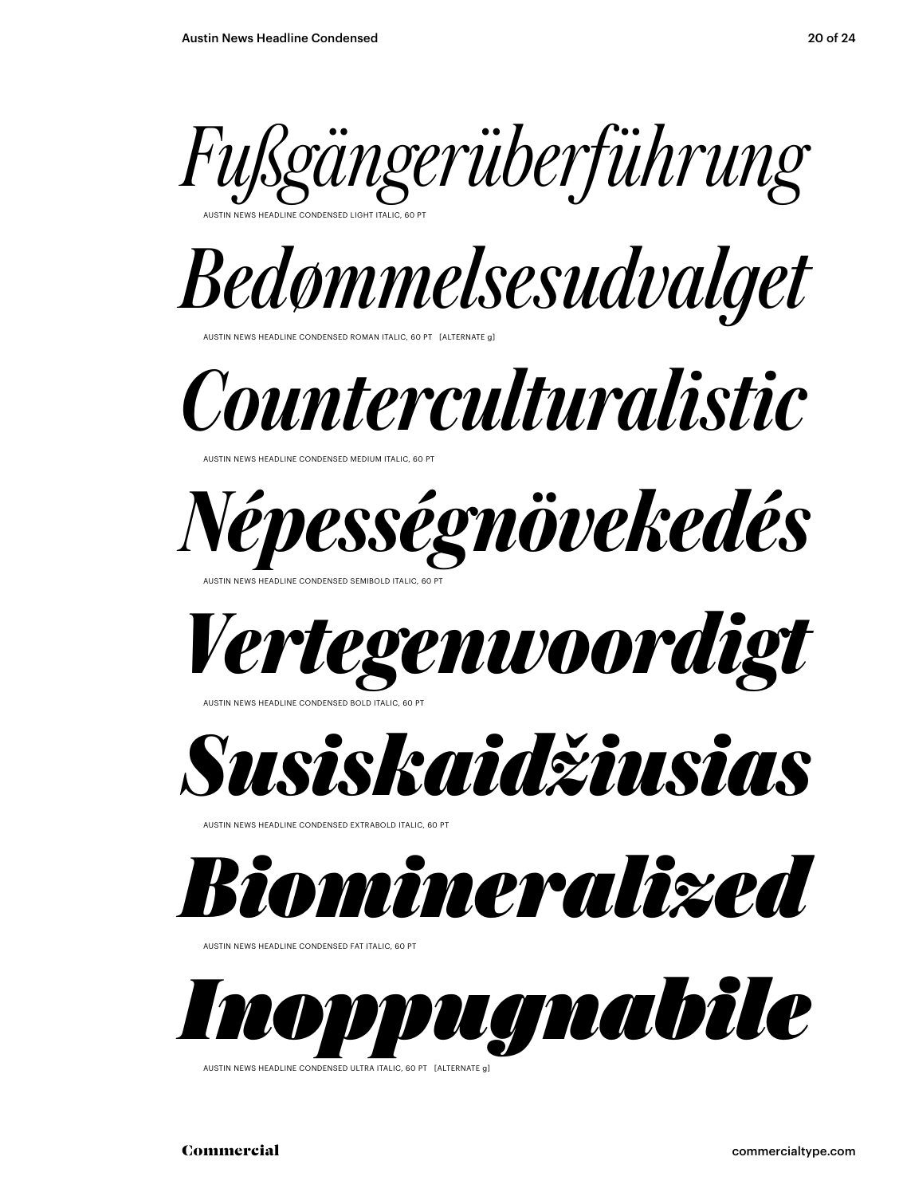*Fußgängerüberführung*

AUSTIN NEWS HEADLINE CONDENSED LIGHT ITALIC, 60 PT

*Bedømmelsesudvalget*

AUSTIN NEWS HEADLINE CONDENSED ROMAN ITALIC, 60 PT [ALTERNATE g]

*Counterculturalistic*

AUSTIN NEWS HEADLINE CONDENSED MEDIUM ITALIC, 60 PT

***Népességnövekedés***

AUSTIN NEWS HEADLINE CONDENSED SEMIBOLD ITALIC, 60 PT

***Vertegenwoordigt***

AUSTIN NEWS HEADLINE CONDENSED BOLD ITALIC, 60 PT

***Susiskaidžiusias***

AUSTIN NEWS HEADLINE CONDENSED EXTRABOLD ITALIC, 60 PT

***Biomineralized***

AUSTIN NEWS HEADLINE CONDENSED FAT ITALIC, 60 PT

***Inoppugnabile***

AUSTIN NEWS HEADLINE CONDENSED ULTRA ITALIC, 60 PT [ALTERNATE g]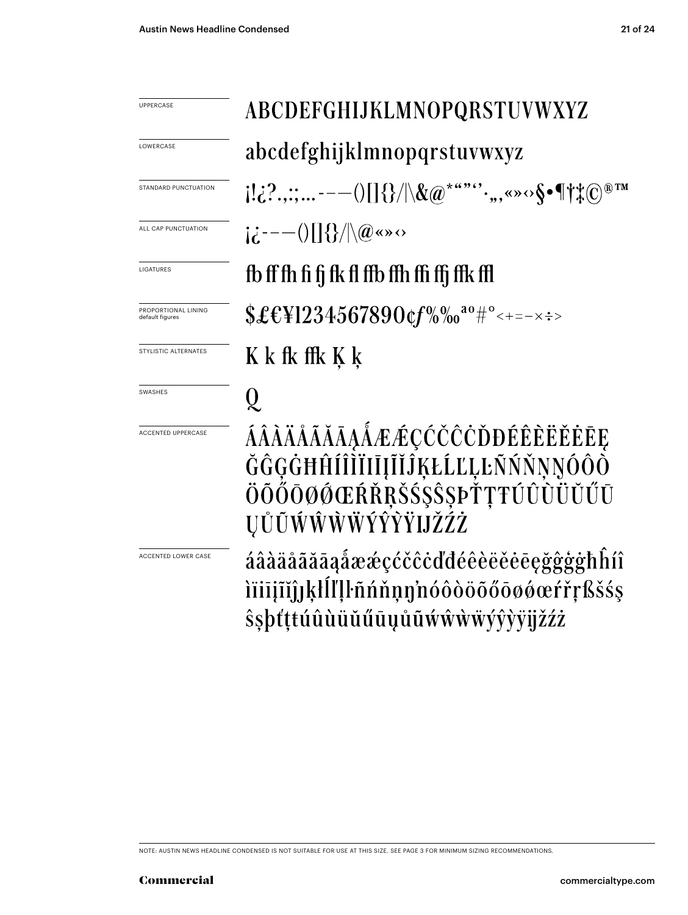| | |
|---|---|
| UPPERCASE | ABCDEFGHIJKLMNOPQRSTUVWXYZ |
| LOWERCASE | abcdefghijklmnopqrstuvwxyz |
| STANDARD PUNCTUATION | ¡!¿?.,:;...-–—()[]{}/|\&@*“”‘’·‚„«»‹›§•¶†‡©®™ |
| ALL CAP PUNCTUATION | ¡¿-–—()[]{}/|\@«»‹› |
| LIGATURES | fb ff fh fi fj fk fl ffb ffh ffi ffj ffk ffl |
| PROPORTIONAL LINING default figures | $£€¥1234567890¢ƒ%‰ªº#°<+=−×÷> |
| STYLISTIC ALTERNATES | K k fk ffk Ķ ķ |
| SWASHES | Q |
| ACCENTED UPPERCASE | ÁÂÀÄÅÃĂĀĄǺÆǼÇĆČĈĊĎĐÉÊÈËĚĖĒĘĞĜĢĠĦĤÍÎÌÏĪĮĨĬĴĶŁĹĽĻĿÑŃŇŅŊÓÔÒÖÕŐŌØǾŒŔŘŖŠŚŞŜȘÞŤŢŦÚÛÙÜŬŰŪŲŮŨẂŴẀẄÝŶỲŸĲŽŹŻ |
| ACCENTED LOWER CASE | áâàäåãăāąǻæǽçćčĉċďđéêèëěėēęğĝģġħĥíîìïīįĩĭĵķłĺľļŀñńňņŋŉóôòöõőōøǿœŕřŗßšśşŝșþťţŧúûùüŭűūųůũẃŵẁẅýŷỳÿĳžźż |

NOTE: AUSTIN NEWS HEADLINE CONDENSED IS NOT SUITABLE FOR USE AT THIS SIZE. SEE PAGE 3 FOR MINIMUM SIZING RECOMMENDATIONS.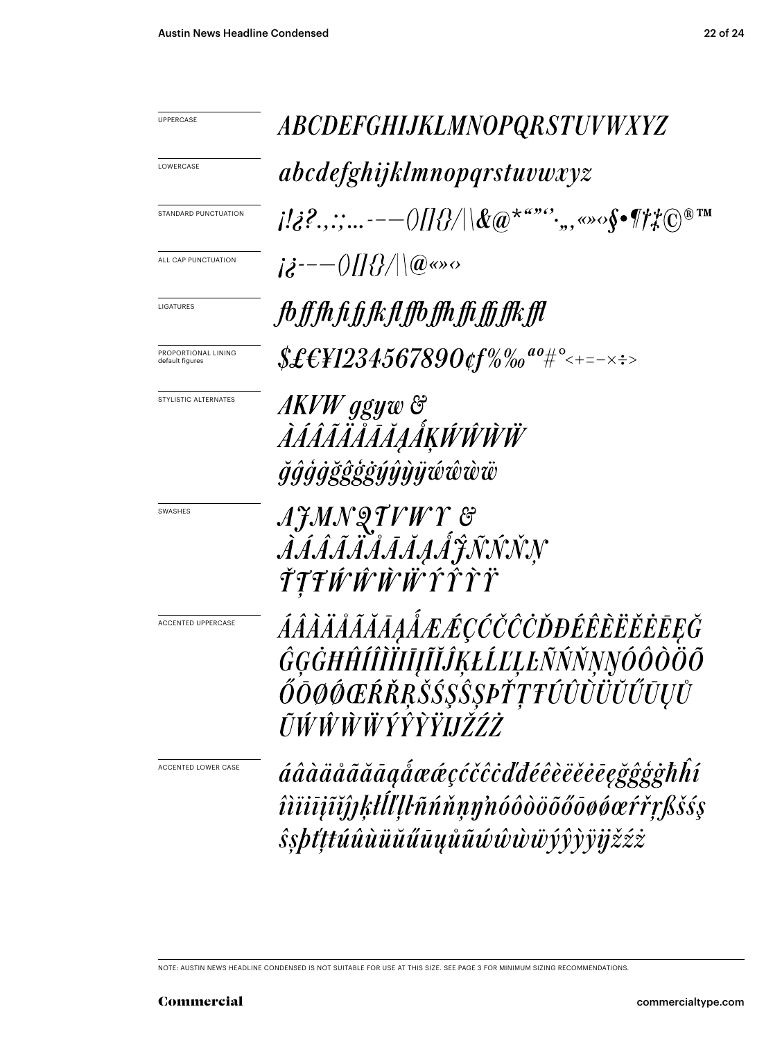UPPERCASE

*ABCDEFGHIJKLMNOPQRSTUVWXYZ*

LOWERCASE

*abcdefghijklmnopqrstuvwxyz*

STANDARD PUNCTUATION

*¡!¿?.,:;...-–—()[]{}/|\&@*""''·,,,«»‹›§•¶†‡©®™*

ALL CAP PUNCTUATION

*¡¿-–—()[]{}/|\@«»‹›*

LIGATURES

*fb ff fh fi fj fk fl ffb ffh ffi ffj ffk ffl*

PROPORTIONAL LINING
default figures

*$£€¥1234567890¢ƒ%‰ªº#°<+=−×÷>*

STYLISTIC ALTERNATES

*AKVW ggyw &*
*ÀÁÂÃÄÅĀĂĄǺĶẂŴẀẄ*
*ğĝģġğĝģġýŷỳÿẃŵẁẅ*

SWASHES

*AJMNQTVWY &*
*ÀÁÂÃÄÅĀĂĄǺĴÑŃŇŅ*
*ŤŢŦẂŴẀẄÝŶỲŸ*

ACCENTED UPPERCASE

*ÁÂÀÄÅÃĂĀĄǺÆǼÇĆČĈĊĎĐÉÊÈËĚĖĒĘĞ*
*ĜĢĠĦĤÍÎÌÏİĪĮĨĬĴĶŁĹĽĻĿÑŃŇŅŊÓÔÒÖÕ*
*ŐŌØǾŒŔŘŖŠŚŞŜȘÞŤŢŦÚÛÙÜŬŰŪŲŮ*
*ŨẂŴẀẄÝŶỲŸĲŽŹŻ*

ACCENTED LOWER CASE

*áâàäåãăāąǻæǽçćčĉċďđéêèëěėēęğĝģġħĥí*
*îìïīįĩĭĵȷķłĺľļŀñńňņŋŉóôòöõőōøǿœŕřŗßšśş*
*ŝșþťţŧúûùüŭűūųůũẃŵẁẅýŷỳÿĳžźż*

NOTE: AUSTIN NEWS HEADLINE CONDENSED IS NOT SUITABLE FOR USE AT THIS SIZE. SEE PAGE 3 FOR MINIMUM SIZING RECOMMENDATIONS.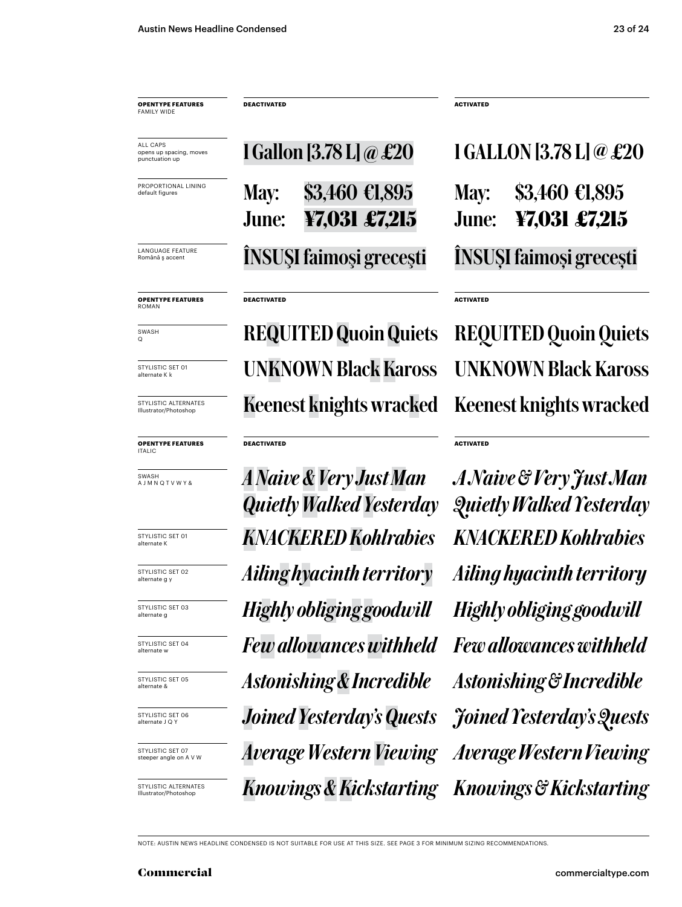| **OPENTYPE FEATURES** FAMILY WIDE | **DEACTIVATED** | **ACTIVATED** |
|---|---|---|
| ALL CAPS opens up spacing, moves punctuation up | 1 Gallon [3.78 L] @ £20 | 1 GALLON [3.78 L] @ £20 |
| PROPORTIONAL LINING default figures | May: $3,460 €1,895 June: ¥7,031 £7,215 | May: $3,460 €1,895 June: ¥7,031 £7,215 |
| LANGUAGE FEATURE Română ş accent | ÎNSUŞI faimoşi greceşti | ÎNSUȘI faimoși grecești |

| **OPENTYPE FEATURES** ROMAN | **DEACTIVATED** | **ACTIVATED** |
|---|---|---|
| SWASH Q | REQUITED Quoin Quiets | REQUITED Quoin Quiets |
| STYLISTIC SET 01 alternate K k | UNKNOWN Black Kaross | UNKNOWN Black Kaross |
| STYLISTIC ALTERNATES Illustrator/Photoshop | Keenest knights wracked | Keenest knights wracked |

| **OPENTYPE FEATURES** ITALIC | **DEACTIVATED** | **ACTIVATED** |
|---|---|---|
| SWASH A J M N Q T V W Y & | *A Naive & Very Just Man Quietly Walked Yesterday* | *A Naive & Very Just Man Quietly Walked Yesterday* |
| STYLISTIC SET 01 alternate K | *KNACKERED Kohlrabies* | *KNACKERED Kohlrabies* |
| STYLISTIC SET 02 alternate g y | *Ailing hyacinth territory* | *Ailing hyacinth territory* |
| STYLISTIC SET 03 alternate g | *Highly obliging goodwill* | *Highly obliging goodwill* |
| STYLISTIC SET 04 alternate w | *Few allowances withheld* | *Few allowances withheld* |
| STYLISTIC SET 05 alternate & | *Astonishing & Incredible* | *Astonishing & Incredible* |
| STYLISTIC SET 06 alternate J Q Y | *Joined Yesterday's Quests* | *Joined Yesterday's Quests* |
| STYLISTIC SET 07 steeper angle on A V W | *Average Western Viewing* | *Average Western Viewing* |
| STYLISTIC ALTERNATES Illustrator/Photoshop | *Knowings & Kickstarting* | *Knowings & Kickstarting* |

NOTE: AUSTIN NEWS HEADLINE CONDENSED IS NOT SUITABLE FOR USE AT THIS SIZE. SEE PAGE 3 FOR MINIMUM SIZING RECOMMENDATIONS.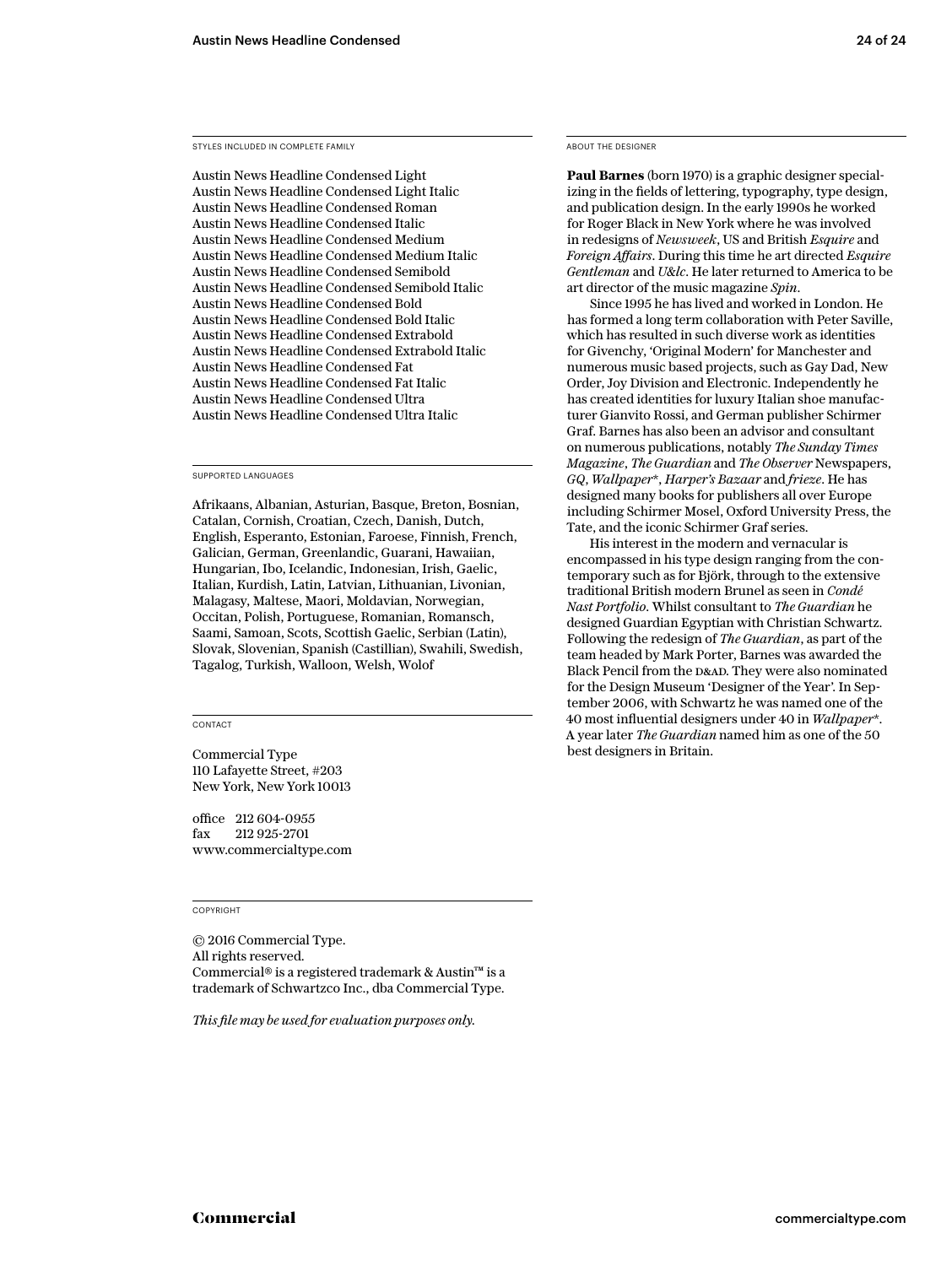## STYLES INCLUDED IN COMPLETE FAMILY

Austin News Headline Condensed Light
Austin News Headline Condensed Light Italic
Austin News Headline Condensed Roman
Austin News Headline Condensed Italic
Austin News Headline Condensed Medium
Austin News Headline Condensed Medium Italic
Austin News Headline Condensed Semibold
Austin News Headline Condensed Semibold Italic
Austin News Headline Condensed Bold
Austin News Headline Condensed Bold Italic
Austin News Headline Condensed Extrabold
Austin News Headline Condensed Extrabold Italic
Austin News Headline Condensed Fat
Austin News Headline Condensed Fat Italic
Austin News Headline Condensed Ultra
Austin News Headline Condensed Ultra Italic

## SUPPORTED LANGUAGES

Afrikaans, Albanian, Asturian, Basque, Breton, Bosnian, Catalan, Cornish, Croatian, Czech, Danish, Dutch, English, Esperanto, Estonian, Faroese, Finnish, French, Galician, German, Greenlandic, Guarani, Hawaiian, Hungarian, Ibo, Icelandic, Indonesian, Irish, Gaelic, Italian, Kurdish, Latin, Latvian, Lithuanian, Livonian, Malagasy, Maltese, Maori, Moldavian, Norwegian, Occitan, Polish, Portuguese, Romanian, Romansch, Saami, Samoan, Scots, Scottish Gaelic, Serbian (Latin), Slovak, Slovenian, Spanish (Castillian), Swahili, Swedish, Tagalog, Turkish, Walloon, Welsh, Wolof

## CONTACT

Commercial Type
110 Lafayette Street, #203
New York, New York 10013

office 212 604-0955
fax 212 925-2701
www.commercialtype.com

## COPYRIGHT

© 2016 Commercial Type.
All rights reserved.
Commercial® is a registered trademark & Austin™ is a trademark of Schwartzco Inc., dba Commercial Type.

*This file may be used for evaluation purposes only.*

## ABOUT THE DESIGNER

**Paul Barnes** (born 1970) is a graphic designer specializing in the fields of lettering, typography, type design, and publication design. In the early 1990s he worked for Roger Black in New York where he was involved in redesigns of *Newsweek*, US and British *Esquire* and *Foreign Affairs*. During this time he art directed *Esquire Gentleman* and *U&lc*. He later returned to America to be art director of the music magazine *Spin*.

Since 1995 he has lived and worked in London. He has formed a long term collaboration with Peter Saville, which has resulted in such diverse work as identities for Givenchy, 'Original Modern' for Manchester and numerous music based projects, such as Gay Dad, New Order, Joy Division and Electronic. Independently he has created identities for luxury Italian shoe manufacturer Gianvito Rossi, and German publisher Schirmer Graf. Barnes has also been an advisor and consultant on numerous publications, notably *The Sunday Times Magazine*, *The Guardian* and *The Observer* Newspapers, *GQ*, *Wallpaper\**, *Harper's Bazaar* and *frieze*. He has designed many books for publishers all over Europe including Schirmer Mosel, Oxford University Press, the Tate, and the iconic Schirmer Graf series.

His interest in the modern and vernacular is encompassed in his type design ranging from the contemporary such as for Björk, through to the extensive traditional British modern Brunel as seen in *Condé Nast Portfolio*. Whilst consultant to *The Guardian* he designed Guardian Egyptian with Christian Schwartz. Following the redesign of *The Guardian*, as part of the team headed by Mark Porter, Barnes was awarded the Black Pencil from the D&AD. They were also nominated for the Design Museum 'Designer of the Year'. In September 2006, with Schwartz he was named one of the 40 most influential designers under 40 in *Wallpaper\**. A year later *The Guardian* named him as one of the 50 best designers in Britain.